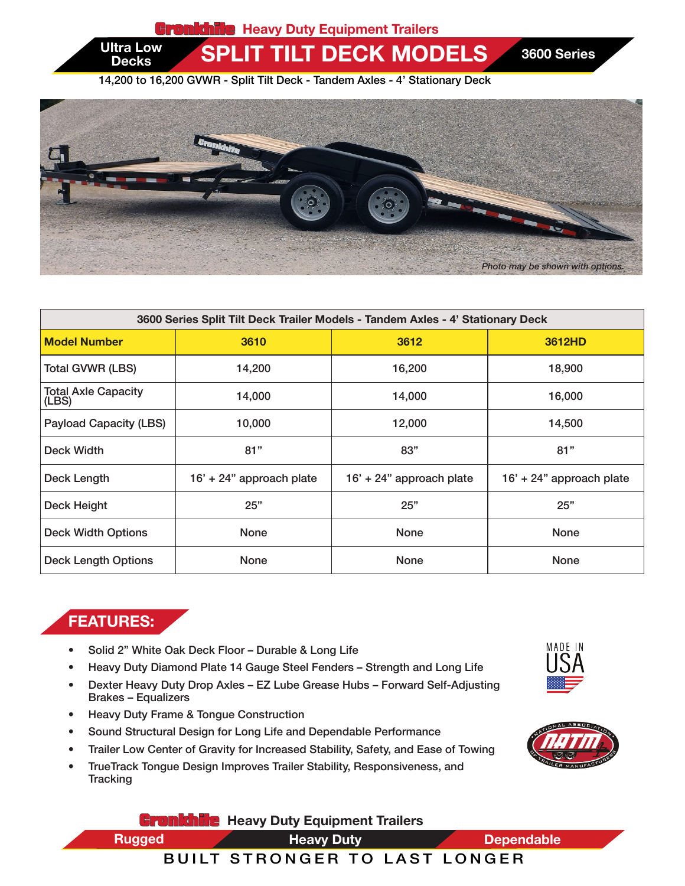Cronkhite Heavy Duty Equipment Trailers

# Ultra Low Decks — SPLIT TILT DECK MODELS — 3600 Series

14,200 to 16,200 GVWR - Split Tilt Deck - Tandem Axles - 4' Stationary Deck

*Photo may be shown with options.*

| 3600 Series Split Tilt Deck Trailer Models - Tandem Axles - 4' Stationary Deck | | | |
|---|---|---|---|
| **Model Number** | **3610** | **3612** | **3612HD** |
| Total GVWR (LBS) | 14,200 | 16,200 | 18,900 |
| Total Axle Capacity (LBS) | 14,000 | 14,000 | 16,000 |
| Payload Capacity (LBS) | 10,000 | 12,000 | 14,500 |
| Deck Width | 81" | 83" | 81" |
| Deck Length | 16' + 24" approach plate | 16' + 24" approach plate | 16' + 24" approach plate |
| Deck Height | 25" | 25" | 25" |
| Deck Width Options | None | None | None |
| Deck Length Options | None | None | None |

## FEATURES:

- Solid 2" White Oak Deck Floor – Durable & Long Life
- Heavy Duty Diamond Plate 14 Gauge Steel Fenders – Strength and Long Life
- Dexter Heavy Duty Drop Axles – EZ Lube Grease Hubs – Forward Self-Adjusting Brakes – Equalizers
- Heavy Duty Frame & Tongue Construction
- Sound Structural Design for Long Life and Dependable Performance
- Trailer Low Center of Gravity for Increased Stability, Safety, and Ease of Towing
- TrueTrack Tongue Design Improves Trailer Stability, Responsiveness, and Tracking

MADE IN USA

National Association of Trailer Manufacturers (NATM)

Cronkhite Heavy Duty Equipment Trailers

Rugged — Heavy Duty — Dependable

BUILT STRONGER TO LAST LONGER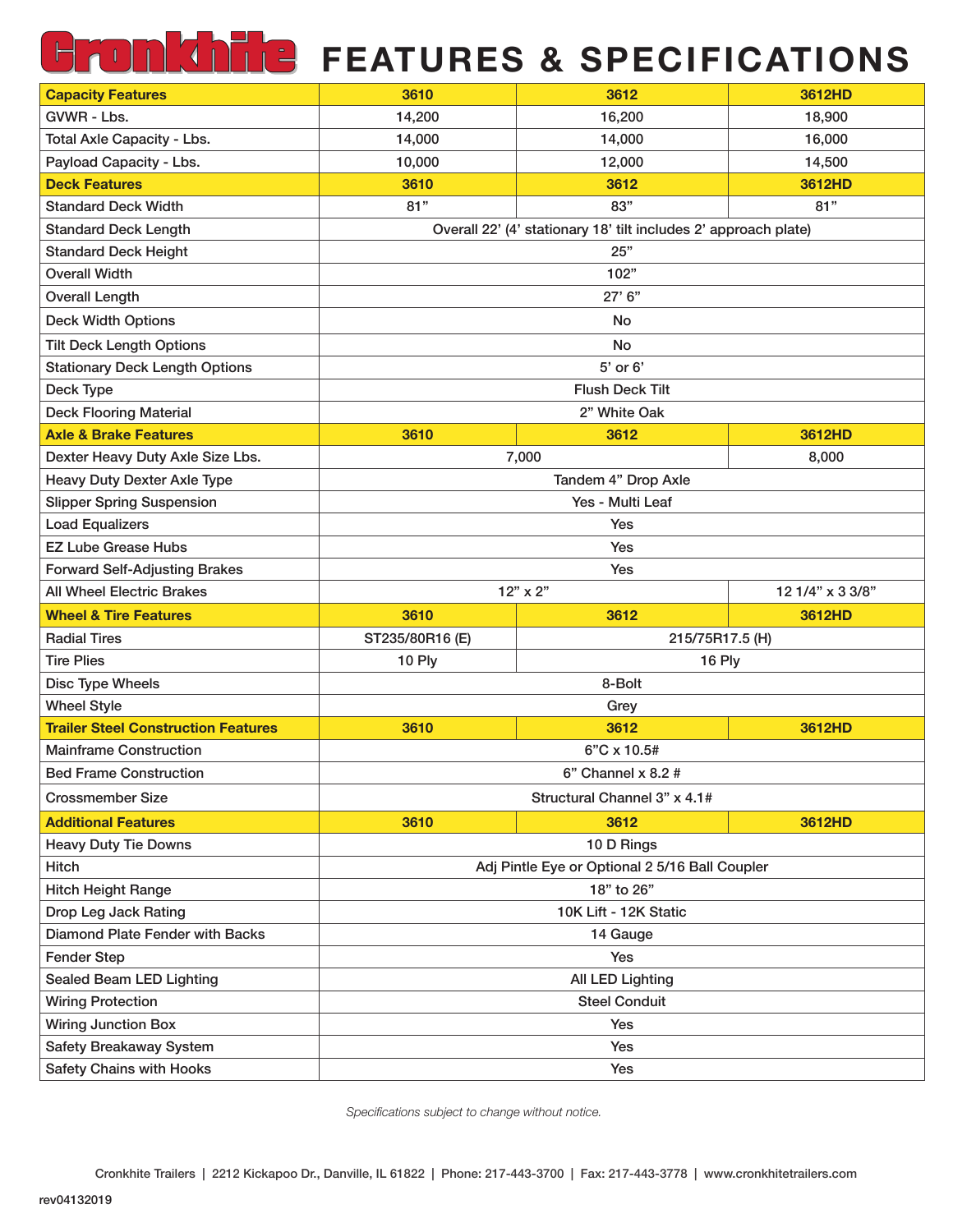# Cronkhite FEATURES & SPECIFICATIONS

| **Capacity Features** | **3610** | **3612** | **3612HD** |
|---|---|---|---|
| GVWR - Lbs. | 14,200 | 16,200 | 18,900 |
| Total Axle Capacity - Lbs. | 14,000 | 14,000 | 16,000 |
| Payload Capacity - Lbs. | 10,000 | 12,000 | 14,500 |
| **Deck Features** | **3610** | **3612** | **3612HD** |
| Standard Deck Width | 81" | 83" | 81" |
| Standard Deck Length | Overall 22' (4' stationary 18' tilt includes 2' approach plate) | | |
| Standard Deck Height | 25" | | |
| Overall Width | 102" | | |
| Overall Length | 27' 6" | | |
| Deck Width Options | No | | |
| Tilt Deck Length Options | No | | |
| Stationary Deck Length Options | 5' or 6' | | |
| Deck Type | Flush Deck Tilt | | |
| Deck Flooring Material | 2" White Oak | | |
| **Axle & Brake Features** | **3610** | **3612** | **3612HD** |
| Dexter Heavy Duty Axle Size Lbs. | 7,000 | | 8,000 |
| Heavy Duty Dexter Axle Type | Tandem 4" Drop Axle | | |
| Slipper Spring Suspension | Yes - Multi Leaf | | |
| Load Equalizers | Yes | | |
| EZ Lube Grease Hubs | Yes | | |
| Forward Self-Adjusting Brakes | Yes | | |
| All Wheel Electric Brakes | 12" x 2" | | 12 1/4" x 3 3/8" |
| **Wheel & Tire Features** | **3610** | **3612** | **3612HD** |
| Radial Tires | ST235/80R16 (E) | 215/75R17.5 (H) | |
| Tire Plies | 10 Ply | 16 Ply | |
| Disc Type Wheels | 8-Bolt | | |
| Wheel Style | Grey | | |
| **Trailer Steel Construction Features** | **3610** | **3612** | **3612HD** |
| Mainframe Construction | 6"C x 10.5# | | |
| Bed Frame Construction | 6" Channel x 8.2 # | | |
| Crossmember Size | Structural Channel 3" x 4.1# | | |
| **Additional Features** | **3610** | **3612** | **3612HD** |
| Heavy Duty Tie Downs | 10 D Rings | | |
| Hitch | Adj Pintle Eye or Optional 2 5/16 Ball Coupler | | |
| Hitch Height Range | 18" to 26" | | |
| Drop Leg Jack Rating | 10K Lift - 12K Static | | |
| Diamond Plate Fender with Backs | 14 Gauge | | |
| Fender Step | Yes | | |
| Sealed Beam LED Lighting | All LED Lighting | | |
| Wiring Protection | Steel Conduit | | |
| Wiring Junction Box | Yes | | |
| Safety Breakaway System | Yes | | |
| Safety Chains with Hooks | Yes | | |

*Specifications subject to change without notice.*

Cronkhite Trailers | 2212 Kickapoo Dr., Danville, IL 61822 | Phone: 217-443-3700 | Fax: 217-443-3778 | www.cronkhitetrailers.com

rev04132019